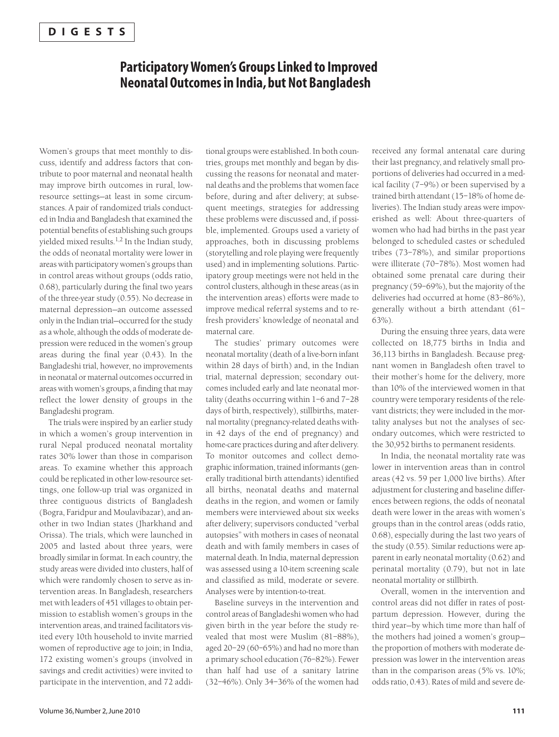**DIGESTS**

# Participatory Women's Groups Linked to Improved Neonatal Outcomes in India, but Not Bangladesh

Women's groups that meet monthly to discuss, identify and address factors that contribute to poor maternal and neonatal health may improve birth outcomes in rural, low-resource settings—at least in some circumstances. A pair of randomized trials conducted in India and Bangladesh that examined the potential benefits of establishing such groups yielded mixed results.[1,2] In the Indian study, the odds of neonatal mortality were lower in areas with participatory women's groups than in control areas without groups (odds ratio, 0.68), particularly during the final two years of the three-year study (0.55). No decrease in maternal depression—an outcome assessed only in the Indian trial—occurred for the study as a whole, although the odds of moderate depression were reduced in the women's group areas during the final year (0.43). In the Bangladeshi trial, however, no improvements in neonatal or maternal outcomes occurred in areas with women's groups, a finding that may reflect the lower density of groups in the Bangladeshi program.

The trials were inspired by an earlier study in which a women's group intervention in rural Nepal produced neonatal mortality rates 30% lower than those in comparison areas. To examine whether this approach could be replicated in other low-resource settings, one follow-up trial was organized in three contiguous districts of Bangladesh (Bogra, Faridpur and Moulavibazar), and another in two Indian states (Jharkhand and Orissa). The trials, which were launched in 2005 and lasted about three years, were broadly similar in format. In each country, the study areas were divided into clusters, half of which were randomly chosen to serve as intervention areas. In Bangladesh, researchers met with leaders of 451 villages to obtain permission to establish women's groups in the intervention areas, and trained facilitators visited every 10th household to invite married women of reproductive age to join; in India, 172 existing women's groups (involved in savings and credit activities) were invited to participate in the intervention, and 72 additional groups were established. In both countries, groups met monthly and began by discussing the reasons for neonatal and maternal deaths and the problems that women face before, during and after delivery; at subsequent meetings, strategies for addressing these problems were discussed and, if possible, implemented. Groups used a variety of approaches, both in discussing problems (storytelling and role playing were frequently used) and in implementing solutions. Participatory group meetings were not held in the control clusters, although in these areas (as in the intervention areas) efforts were made to improve medical referral systems and to refresh providers' knowledge of neonatal and maternal care.

The studies' primary outcomes were neonatal mortality (death of a live-born infant within 28 days of birth) and, in the Indian trial, maternal depression; secondary outcomes included early and late neonatal mortality (deaths occurring within 1–6 and 7–28 days of birth, respectively), stillbirths, maternal mortality (pregnancy-related deaths within 42 days of the end of pregnancy) and home-care practices during and after delivery. To monitor outcomes and collect demographic information, trained informants (generally traditional birth attendants) identified all births, neonatal deaths and maternal deaths in the region, and women or family members were interviewed about six weeks after delivery; supervisors conducted "verbal autopsies" with mothers in cases of neonatal death and with family members in cases of maternal death. In India, maternal depression was assessed using a 10-item screening scale and classified as mild, moderate or severe. Analyses were by intention-to-treat.

Baseline surveys in the intervention and control areas of Bangladeshi women who had given birth in the year before the study revealed that most were Muslim (81–88%), aged 20–29 (60–65%) and had no more than a primary school education (76–82%). Fewer than half had use of a sanitary latrine (32–46%). Only 34–36% of the women had received any formal antenatal care during their last pregnancy, and relatively small proportions of deliveries had occurred in a medical facility (7–9%) or been supervised by a trained birth attendant (15–18% of home deliveries). The Indian study areas were impoverished as well: About three-quarters of women who had had births in the past year belonged to scheduled castes or scheduled tribes (73–78%), and similar proportions were illiterate (70–78%). Most women had obtained some prenatal care during their pregnancy (59–69%), but the majority of the deliveries had occurred at home (83–86%), generally without a birth attendant (61–63%).

During the ensuing three years, data were collected on 18,775 births in India and 36,113 births in Bangladesh. Because pregnant women in Bangladesh often travel to their mother's home for the delivery, more than 10% of the interviewed women in that country were temporary residents of the relevant districts; they were included in the mortality analyses but not the analyses of secondary outcomes, which were restricted to the 30,952 births to permanent residents.

In India, the neonatal mortality rate was lower in intervention areas than in control areas (42 vs. 59 per 1,000 live births). After adjustment for clustering and baseline differences between regions, the odds of neonatal death were lower in the areas with women's groups than in the control areas (odds ratio, 0.68), especially during the last two years of the study (0.55). Similar reductions were apparent in early neonatal mortality (0.62) and perinatal mortality (0.79), but not in late neonatal mortality or stillbirth.

Overall, women in the intervention and control areas did not differ in rates of postpartum depression. However, during the third year—by which time more than half of the mothers had joined a women's group—the proportion of mothers with moderate depression was lower in the intervention areas than in the comparison areas (5% vs. 10%; odds ratio, 0.43). Rates of mild and severe de-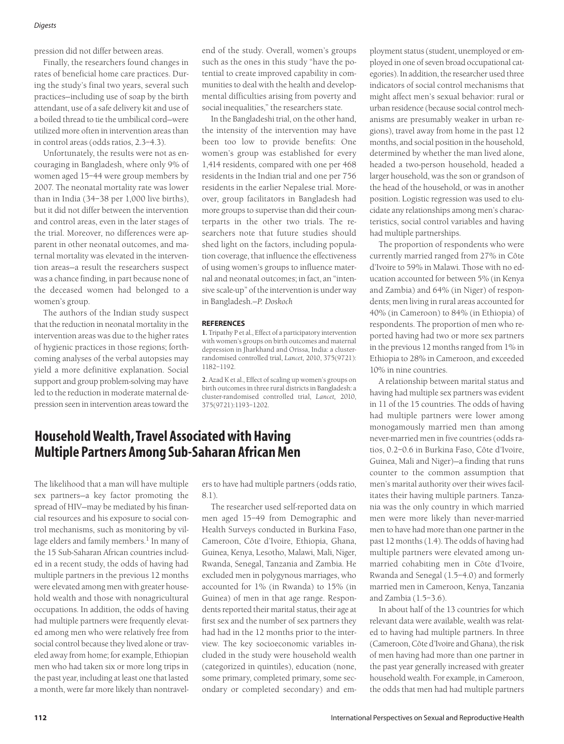pression did not differ between areas.

Finally, the researchers found changes in rates of beneficial home care practices. During the study's final two years, several such practices—including use of soap by the birth attendant, use of a safe delivery kit and use of a boiled thread to tie the umbilical cord—were utilized more often in intervention areas than in control areas (odds ratios, 2.3–4.3).

Unfortunately, the results were not as encouraging in Bangladesh, where only 9% of women aged 15–44 were group members by 2007. The neonatal mortality rate was lower than in India (34–38 per 1,000 live births), but it did not differ between the intervention and control areas, even in the later stages of the trial. Moreover, no differences were apparent in other neonatal outcomes, and maternal mortality was elevated in the intervention areas—a result the researchers suspect was a chance finding, in part because none of the deceased women had belonged to a women's group.

The authors of the Indian study suspect that the reduction in neonatal mortality in the intervention areas was due to the higher rates of hygienic practices in those regions; forthcoming analyses of the verbal autopsies may yield a more definitive explanation. Social support and group problem-solving may have led to the reduction in moderate maternal depression seen in intervention areas toward the end of the study. Overall, women's groups such as the ones in this study "have the potential to create improved capability in communities to deal with the health and developmental difficulties arising from poverty and social inequalities," the researchers state.

In the Bangladeshi trial, on the other hand, the intensity of the intervention may have been too low to provide benefits: One women's group was established for every 1,414 residents, compared with one per 468 residents in the Indian trial and one per 756 residents in the earlier Nepalese trial. Moreover, group facilitators in Bangladesh had more groups to supervise than did their counterparts in the other two trials. The researchers note that future studies should shed light on the factors, including population coverage, that influence the effectiveness of using women's groups to influence maternal and neonatal outcomes; in fact, an "intensive scale-up" of the intervention is under way in Bangladesh.—*P. Doskoch*

**REFERENCES**

1. Tripathy P et al., Effect of a participatory intervention with women's groups on birth outcomes and maternal depression in Jharkhand and Orissa, India: a cluster-randomised controlled trial, *Lancet,* 2010, 375(9721): 1182–1192.

2. Azad K et al., Effect of scaling up women's groups on birth outcomes in three rural districts in Bangladesh: a cluster-randomised controlled trial, *Lancet,* 2010, 375(9721):1193–1202.

# Household Wealth, Travel Associated with Having Multiple Partners Among Sub-Saharan African Men

The likelihood that a man will have multiple sex partners—a key factor promoting the spread of HIV—may be mediated by his financial resources and his exposure to social control mechanisms, such as monitoring by village elders and family members.[1] In many of the 15 Sub-Saharan African countries included in a recent study, the odds of having had multiple partners in the previous 12 months were elevated among men with greater household wealth and those with nonagricultural occupations. In addition, the odds of having had multiple partners were frequently elevated among men who were relatively free from social control because they lived alone or traveled away from home; for example, Ethiopian men who had taken six or more long trips in the past year, including at least one that lasted a month, were far more likely than nontravelers to have had multiple partners (odds ratio, 8.1).

The researcher used self-reported data on men aged 15–49 from Demographic and Health Surveys conducted in Burkina Faso, Cameroon, Côte d'Ivoire, Ethiopia, Ghana, Guinea, Kenya, Lesotho, Malawi, Mali, Niger, Rwanda, Senegal, Tanzania and Zambia. He excluded men in polygynous marriages, who accounted for 1% (in Rwanda) to 15% (in Guinea) of men in that age range. Respondents reported their marital status, their age at first sex and the number of sex partners they had had in the 12 months prior to the interview. The key socioeconomic variables included in the study were household wealth (categorized in quintiles), education (none, some primary, completed primary, some secondary or completed secondary) and employment status (student, unemployed or employed in one of seven broad occupational categories). In addition, the researcher used three indicators of social control mechanisms that might affect men's sexual behavior: rural or urban residence (because social control mechanisms are presumably weaker in urban regions), travel away from home in the past 12 months, and social position in the household, determined by whether the man lived alone, headed a two-person household, headed a larger household, was the son or grandson of the head of the household, or was in another position. Logistic regression was used to elucidate any relationships among men's characteristics, social control variables and having had multiple partnerships.

The proportion of respondents who were currently married ranged from 27% in Côte d'Ivoire to 59% in Malawi. Those with no education accounted for between 5% (in Kenya and Zambia) and 64% (in Niger) of respondents; men living in rural areas accounted for 40% (in Cameroon) to 84% (in Ethiopia) of respondents. The proportion of men who reported having had two or more sex partners in the previous 12 months ranged from 1% in Ethiopia to 28% in Cameroon, and exceeded 10% in nine countries.

A relationship between marital status and having had multiple sex partners was evident in 11 of the 15 countries. The odds of having had multiple partners were lower among monogamously married men than among never-married men in five countries (odds ratios, 0.2–0.6 in Burkina Faso, Côte d'Ivoire, Guinea, Mali and Niger)—a finding that runs counter to the common assumption that men's marital authority over their wives facilitates their having multiple partners. Tanzania was the only country in which married men were more likely than never-married men to have had more than one partner in the past 12 months (1.4). The odds of having had multiple partners were elevated among unmarried cohabiting men in Côte d'Ivoire, Rwanda and Senegal (1.5–4.0) and formerly married men in Cameroon, Kenya, Tanzania and Zambia (1.5–3.6).

In about half of the 13 countries for which relevant data were available, wealth was related to having had multiple partners. In three (Cameroon, Côte d'Ivoire and Ghana), the risk of men having had more than one partner in the past year generally increased with greater household wealth. For example, in Cameroon, the odds that men had had multiple partners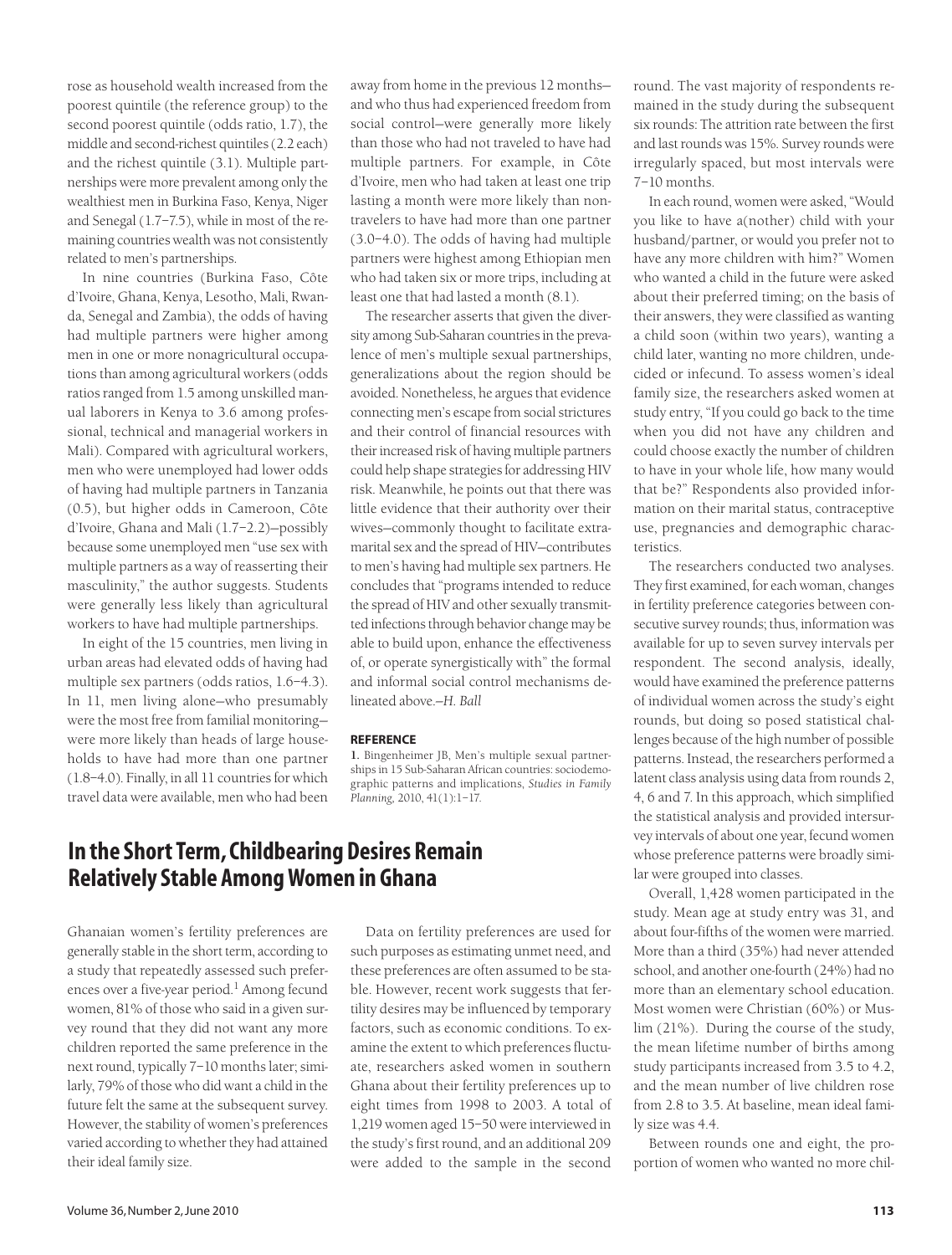rose as household wealth increased from the poorest quintile (the reference group) to the second poorest quintile (odds ratio, 1.7), the middle and second-richest quintiles (2.2 each) and the richest quintile (3.1). Multiple partnerships were more prevalent among only the wealthiest men in Burkina Faso, Kenya, Niger and Senegal (1.7–7.5), while in most of the remaining countries wealth was not consistently related to men's partnerships.

In nine countries (Burkina Faso, Côte d'Ivoire, Ghana, Kenya, Lesotho, Mali, Rwanda, Senegal and Zambia), the odds of having had multiple partners were higher among men in one or more nonagricultural occupations than among agricultural workers (odds ratios ranged from 1.5 among unskilled manual laborers in Kenya to 3.6 among professional, technical and managerial workers in Mali). Compared with agricultural workers, men who were unemployed had lower odds of having had multiple partners in Tanzania (0.5), but higher odds in Cameroon, Côte d'Ivoire, Ghana and Mali (1.7–2.2)—possibly because some unemployed men "use sex with multiple partners as a way of reasserting their masculinity," the author suggests. Students were generally less likely than agricultural workers to have had multiple partnerships.

In eight of the 15 countries, men living in urban areas had elevated odds of having had multiple sex partners (odds ratios, 1.6–4.3). In 11, men living alone—who presumably were the most free from familial monitoring—were more likely than heads of large households to have had more than one partner (1.8–4.0). Finally, in all 11 countries for which travel data were available, men who had been away from home in the previous 12 months—and who thus had experienced freedom from social control—were generally more likely than those who had not traveled to have had multiple partners. For example, in Côte d'Ivoire, men who had taken at least one trip lasting a month were more likely than nontravelers to have had more than one partner (3.0–4.0). The odds of having had multiple partners were highest among Ethiopian men who had taken six or more trips, including at least one that had lasted a month (8.1).

The researcher asserts that given the diversity among Sub-Saharan countries in the prevalence of men's multiple sexual partnerships, generalizations about the region should be avoided. Nonetheless, he argues that evidence connecting men's escape from social strictures and their control of financial resources with their increased risk of having multiple partners could help shape strategies for addressing HIV risk. Meanwhile, he points out that there was little evidence that their authority over their wives—commonly thought to facilitate extramarital sex and the spread of HIV—contributes to men's having had multiple sex partners. He concludes that "programs intended to reduce the spread of HIV and other sexually transmitted infections through behavior change may be able to build upon, enhance the effectiveness of, or operate synergistically with" the formal and informal social control mechanisms delineated above.—*H. Ball*

**REFERENCE**

1. Bingenheimer JB, Men's multiple sexual partnerships in 15 Sub-Saharan African countries: sociodemographic patterns and implications, *Studies in Family Planning*, 2010, 41(1):1–17.

## In the Short Term, Childbearing Desires Remain Relatively Stable Among Women in Ghana

Ghanaian women's fertility preferences are generally stable in the short term, according to a study that repeatedly assessed such preferences over a five-year period.[1] Among fecund women, 81% of those who said in a given survey round that they did not want any more children reported the same preference in the next round, typically 7–10 months later; similarly, 79% of those who did want a child in the future felt the same at the subsequent survey. However, the stability of women's preferences varied according to whether they had attained their ideal family size.

Data on fertility preferences are used for such purposes as estimating unmet need, and these preferences are often assumed to be stable. However, recent work suggests that fertility desires may be influenced by temporary factors, such as economic conditions. To examine the extent to which preferences fluctuate, researchers asked women in southern Ghana about their fertility preferences up to eight times from 1998 to 2003. A total of 1,219 women aged 15–50 were interviewed in the study's first round, and an additional 209 were added to the sample in the second round. The vast majority of respondents remained in the study during the subsequent six rounds: The attrition rate between the first and last rounds was 15%. Survey rounds were irregularly spaced, but most intervals were 7–10 months.

In each round, women were asked, "Would you like to have a(nother) child with your husband/partner, or would you prefer not to have any more children with him?" Women who wanted a child in the future were asked about their preferred timing; on the basis of their answers, they were classified as wanting a child soon (within two years), wanting a child later, wanting no more children, undecided or infecund. To assess women's ideal family size, the researchers asked women at study entry, "If you could go back to the time when you did not have any children and could choose exactly the number of children to have in your whole life, how many would that be?" Respondents also provided information on their marital status, contraceptive use, pregnancies and demographic characteristics.

The researchers conducted two analyses. They first examined, for each woman, changes in fertility preference categories between consecutive survey rounds; thus, information was available for up to seven survey intervals per respondent. The second analysis, ideally, would have examined the preference patterns of individual women across the study's eight rounds, but doing so posed statistical challenges because of the high number of possible patterns. Instead, the researchers performed a latent class analysis using data from rounds 2, 4, 6 and 7. In this approach, which simplified the statistical analysis and provided intersurvey intervals of about one year, fecund women whose preference patterns were broadly similar were grouped into classes.

Overall, 1,428 women participated in the study. Mean age at study entry was 31, and about four-fifths of the women were married. More than a third (35%) had never attended school, and another one-fourth (24%) had no more than an elementary school education. Most women were Christian (60%) or Muslim (21%). During the course of the study, the mean lifetime number of births among study participants increased from 3.5 to 4.2, and the mean number of live children rose from 2.8 to 3.5. At baseline, mean ideal family size was 4.4.

Between rounds one and eight, the proportion of women who wanted no more chil-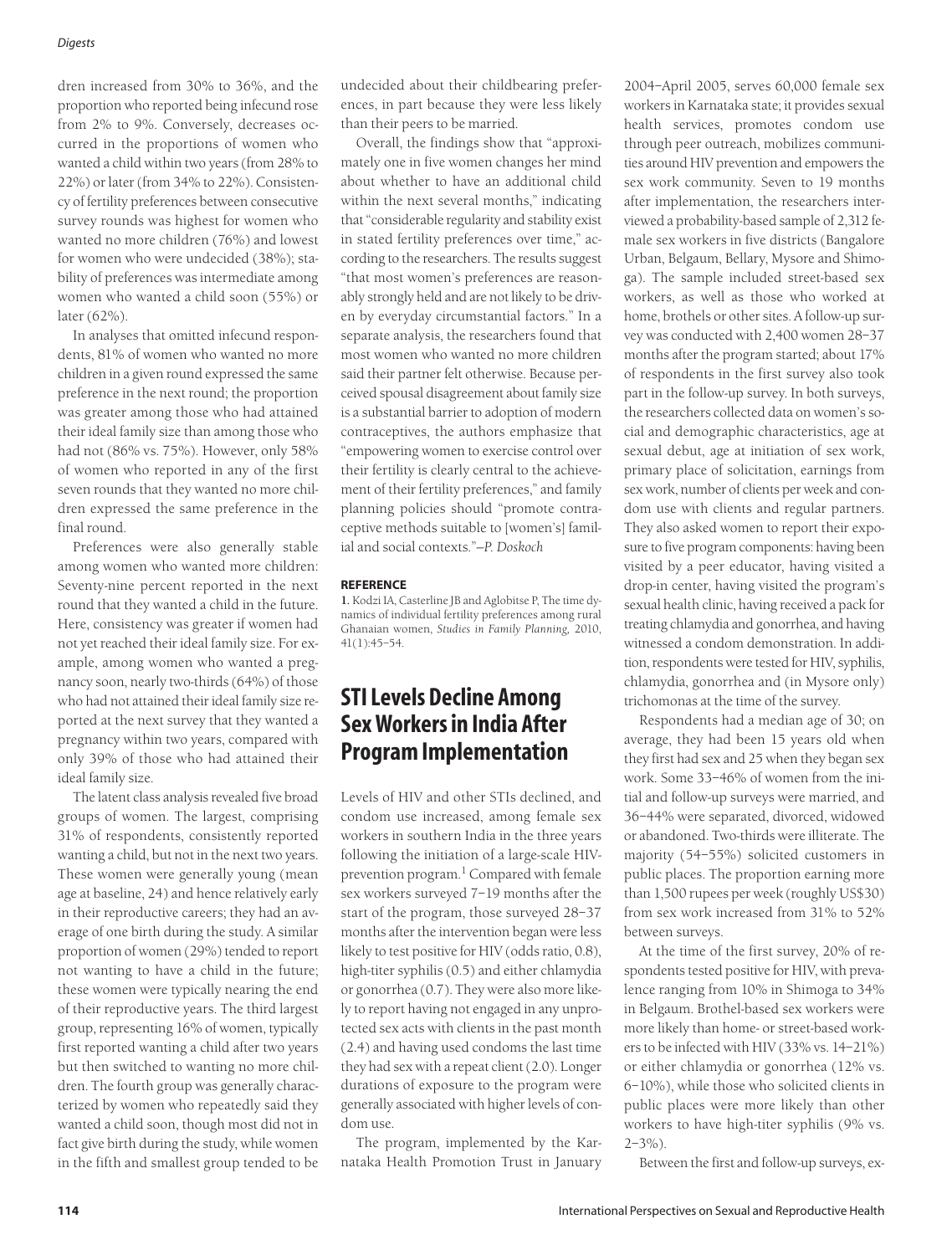dren increased from 30% to 36%, and the proportion who reported being infecund rose from 2% to 9%. Conversely, decreases occurred in the proportions of women who wanted a child within two years (from 28% to 22%) or later (from 34% to 22%). Consistency of fertility preferences between consecutive survey rounds was highest for women who wanted no more children (76%) and lowest for women who were undecided (38%); stability of preferences was intermediate among women who wanted a child soon (55%) or later (62%).

In analyses that omitted infecund respondents, 81% of women who wanted no more children in a given round expressed the same preference in the next round; the proportion was greater among those who had attained their ideal family size than among those who had not (86% vs. 75%). However, only 58% of women who reported in any of the first seven rounds that they wanted no more children expressed the same preference in the final round.

Preferences were also generally stable among women who wanted more children: Seventy-nine percent reported in the next round that they wanted a child in the future. Here, consistency was greater if women had not yet reached their ideal family size. For example, among women who wanted a pregnancy soon, nearly two-thirds (64%) of those who had not attained their ideal family size reported at the next survey that they wanted a pregnancy within two years, compared with only 39% of those who had attained their ideal family size.

The latent class analysis revealed five broad groups of women. The largest, comprising 31% of respondents, consistently reported wanting a child, but not in the next two years. These women were generally young (mean age at baseline, 24) and hence relatively early in their reproductive careers; they had an average of one birth during the study. A similar proportion of women (29%) tended to report not wanting to have a child in the future; these women were typically nearing the end of their reproductive years. The third largest group, representing 16% of women, typically first reported wanting a child after two years but then switched to wanting no more children. The fourth group was generally characterized by women who repeatedly said they wanted a child soon, though most did not in fact give birth during the study, while women in the fifth and smallest group tended to be undecided about their childbearing preferences, in part because they were less likely than their peers to be married.

Overall, the findings show that "approximately one in five women changes her mind about whether to have an additional child within the next several months," indicating that "considerable regularity and stability exist in stated fertility preferences over time," according to the researchers. The results suggest "that most women's preferences are reasonably strongly held and are not likely to be driven by everyday circumstantial factors." In a separate analysis, the researchers found that most women who wanted no more children said their partner felt otherwise. Because perceived spousal disagreement about family size is a substantial barrier to adoption of modern contraceptives, the authors emphasize that "empowering women to exercise control over their fertility is clearly central to the achievement of their fertility preferences," and family planning policies should "promote contraceptive methods suitable to [women's] familial and social contexts."—*P. Doskoch*

#### REFERENCE

**1.** Kodzi IA, Casterline JB and Aglobitse P, The time dynamics of individual fertility preferences among rural Ghanaian women, *Studies in Family Planning*, 2010, 41(1):45–54.

## STI Levels Decline Among Sex Workers in India After Program Implementation

Levels of HIV and other STIs declined, and condom use increased, among female sex workers in southern India in the three years following the initiation of a large-scale HIV-prevention program.[1] Compared with female sex workers surveyed 7–19 months after the start of the program, those surveyed 28–37 months after the intervention began were less likely to test positive for HIV (odds ratio, 0.8), high-titer syphilis (0.5) and either chlamydia or gonorrhea (0.7). They were also more likely to report having not engaged in any unprotected sex acts with clients in the past month (2.4) and having used condoms the last time they had sex with a repeat client (2.0). Longer durations of exposure to the program were generally associated with higher levels of condom use.

The program, implemented by the Karnataka Health Promotion Trust in January 2004–April 2005, serves 60,000 female sex workers in Karnataka state; it provides sexual health services, promotes condom use through peer outreach, mobilizes communities around HIV prevention and empowers the sex work community. Seven to 19 months after implementation, the researchers interviewed a probability-based sample of 2,312 female sex workers in five districts (Bangalore Urban, Belgaum, Bellary, Mysore and Shimoga). The sample included street-based sex workers, as well as those who worked at home, brothels or other sites. A follow-up survey was conducted with 2,400 women 28–37 months after the program started; about 17% of respondents in the first survey also took part in the follow-up survey. In both surveys, the researchers collected data on women's social and demographic characteristics, age at sexual debut, age at initiation of sex work, primary place of solicitation, earnings from sex work, number of clients per week and condom use with clients and regular partners. They also asked women to report their exposure to five program components: having been visited by a peer educator, having visited a drop-in center, having visited the program's sexual health clinic, having received a pack for treating chlamydia and gonorrhea, and having witnessed a condom demonstration. In addition, respondents were tested for HIV, syphilis, chlamydia, gonorrhea and (in Mysore only) trichomonas at the time of the survey.

Respondents had a median age of 30; on average, they had been 15 years old when they first had sex and 25 when they began sex work. Some 33–46% of women from the initial and follow-up surveys were married, and 36–44% were separated, divorced, widowed or abandoned. Two-thirds were illiterate. The majority (54–55%) solicited customers in public places. The proportion earning more than 1,500 rupees per week (roughly US$30) from sex work increased from 31% to 52% between surveys.

At the time of the first survey, 20% of respondents tested positive for HIV, with prevalence ranging from 10% in Shimoga to 34% in Belgaum. Brothel-based sex workers were more likely than home- or street-based workers to be infected with HIV (33% vs. 14–21%) or either chlamydia or gonorrhea (12% vs. 6–10%), while those who solicited clients in public places were more likely than other workers to have high-titer syphilis (9% vs. 2–3%).

Between the first and follow-up surveys, ex-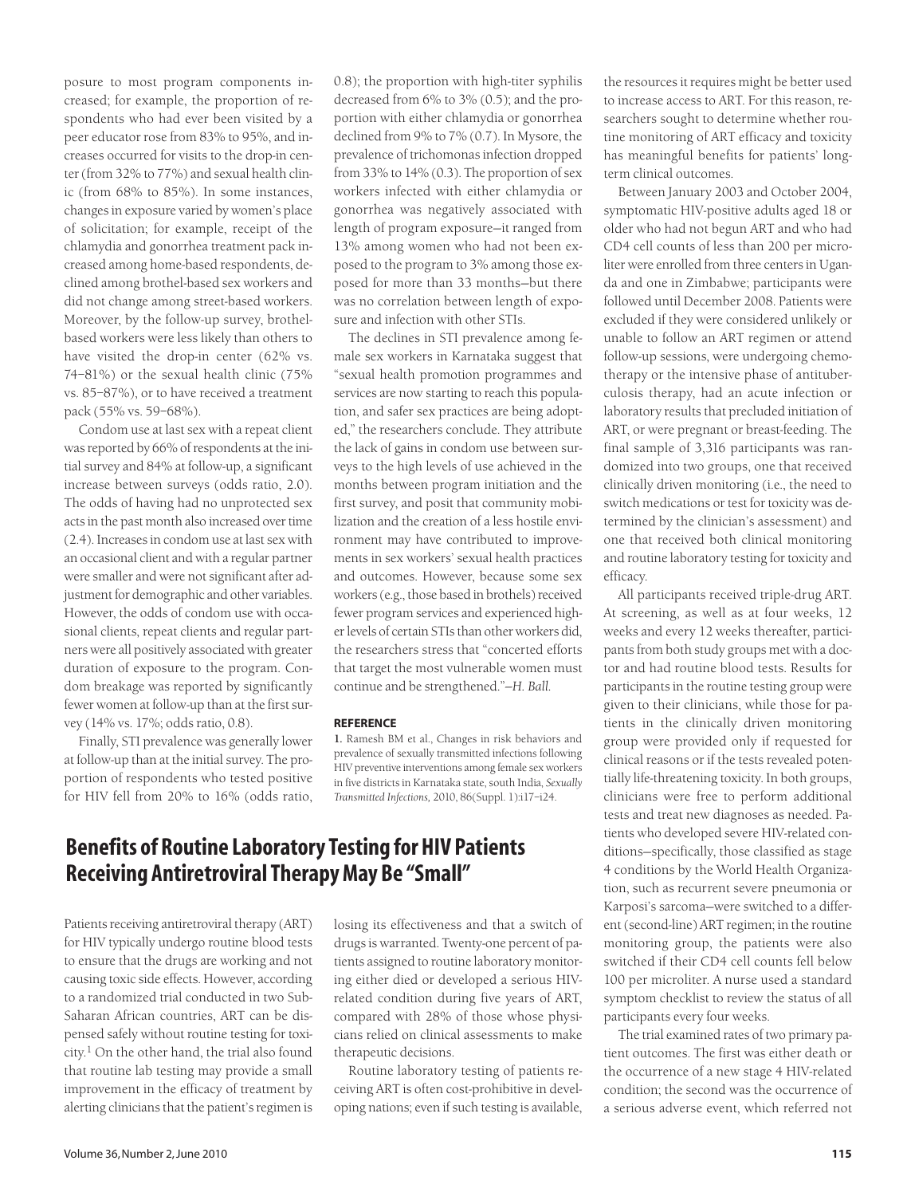posure to most program components increased; for example, the proportion of respondents who had ever been visited by a peer educator rose from 83% to 95%, and increases occurred for visits to the drop-in center (from 32% to 77%) and sexual health clinic (from 68% to 85%). In some instances, changes in exposure varied by women's place of solicitation; for example, receipt of the chlamydia and gonorrhea treatment pack increased among home-based respondents, declined among brothel-based sex workers and did not change among street-based workers. Moreover, by the follow-up survey, brothel-based workers were less likely than others to have visited the drop-in center (62% vs. 74–81%) or the sexual health clinic (75% vs. 85–87%), or to have received a treatment pack (55% vs. 59–68%).

Condom use at last sex with a repeat client was reported by 66% of respondents at the initial survey and 84% at follow-up, a significant increase between surveys (odds ratio, 2.0). The odds of having had no unprotected sex acts in the past month also increased over time (2.4). Increases in condom use at last sex with an occasional client and with a regular partner were smaller and were not significant after adjustment for demographic and other variables. However, the odds of condom use with occasional clients, repeat clients and regular partners were all positively associated with greater duration of exposure to the program. Condom breakage was reported by significantly fewer women at follow-up than at the first survey (14% vs. 17%; odds ratio, 0.8).

Finally, STI prevalence was generally lower at follow-up than at the initial survey. The proportion of respondents who tested positive for HIV fell from 20% to 16% (odds ratio, 0.8); the proportion with high-titer syphilis decreased from 6% to 3% (0.5); and the proportion with either chlamydia or gonorrhea declined from 9% to 7% (0.7). In Mysore, the prevalence of trichomonas infection dropped from 33% to 14% (0.3). The proportion of sex workers infected with either chlamydia or gonorrhea was negatively associated with length of program exposure—it ranged from 13% among women who had not been exposed to the program to 3% among those exposed for more than 33 months—but there was no correlation between length of exposure and infection with other STIs.

The declines in STI prevalence among female sex workers in Karnataka suggest that "sexual health promotion programmes and services are now starting to reach this population, and safer sex practices are being adopted," the researchers conclude. They attribute the lack of gains in condom use between surveys to the high levels of use achieved in the months between program initiation and the first survey, and posit that community mobilization and the creation of a less hostile environment may have contributed to improvements in sex workers' sexual health practices and outcomes. However, because some sex workers (e.g., those based in brothels) received fewer program services and experienced higher levels of certain STIs than other workers did, the researchers stress that "concerted efforts that target the most vulnerable women must continue and be strengthened."—*H. Ball.*

**REFERENCE**

1. Ramesh BM et al., Changes in risk behaviors and prevalence of sexually transmitted infections following HIV preventive interventions among female sex workers in five districts in Karnataka state, south India, *Sexually Transmitted Infections,* 2010, 86(Suppl. 1):i17–i24.

## Benefits of Routine Laboratory Testing for HIV Patients Receiving Antiretroviral Therapy May Be "Small"

Patients receiving antiretroviral therapy (ART) for HIV typically undergo routine blood tests to ensure that the drugs are working and not causing toxic side effects. However, according to a randomized trial conducted in two Sub-Saharan African countries, ART can be dispensed safely without routine testing for toxicity.[1] On the other hand, the trial also found that routine lab testing may provide a small improvement in the efficacy of treatment by alerting clinicians that the patient's regimen is losing its effectiveness and that a switch of drugs is warranted. Twenty-one percent of patients assigned to routine laboratory monitoring either died or developed a serious HIV-related condition during five years of ART, compared with 28% of those whose physicians relied on clinical assessments to make therapeutic decisions.

Routine laboratory testing of patients receiving ART is often cost-prohibitive in developing nations; even if such testing is available, the resources it requires might be better used to increase access to ART. For this reason, researchers sought to determine whether routine monitoring of ART efficacy and toxicity has meaningful benefits for patients' long-term clinical outcomes.

Between January 2003 and October 2004, symptomatic HIV-positive adults aged 18 or older who had not begun ART and who had CD4 cell counts of less than 200 per microliter were enrolled from three centers in Uganda and one in Zimbabwe; participants were followed until December 2008. Patients were excluded if they were considered unlikely or unable to follow an ART regimen or attend follow-up sessions, were undergoing chemotherapy or the intensive phase of antituberculosis therapy, had an acute infection or laboratory results that precluded initiation of ART, or were pregnant or breast-feeding. The final sample of 3,316 participants was randomized into two groups, one that received clinically driven monitoring (i.e., the need to switch medications or test for toxicity was determined by the clinician's assessment) and one that received both clinical monitoring and routine laboratory testing for toxicity and efficacy.

All participants received triple-drug ART. At screening, as well as at four weeks, 12 weeks and every 12 weeks thereafter, participants from both study groups met with a doctor and had routine blood tests. Results for participants in the routine testing group were given to their clinicians, while those for patients in the clinically driven monitoring group were provided only if requested for clinical reasons or if the tests revealed potentially life-threatening toxicity. In both groups, clinicians were free to perform additional tests and treat new diagnoses as needed. Patients who developed severe HIV-related conditions—specifically, those classified as stage 4 conditions by the World Health Organization, such as recurrent severe pneumonia or Karposi's sarcoma—were switched to a different (second-line) ART regimen; in the routine monitoring group, the patients were also switched if their CD4 cell counts fell below 100 per microliter. A nurse used a standard symptom checklist to review the status of all participants every four weeks.

The trial examined rates of two primary patient outcomes. The first was either death or the occurrence of a new stage 4 HIV-related condition; the second was the occurrence of a serious adverse event, which referred not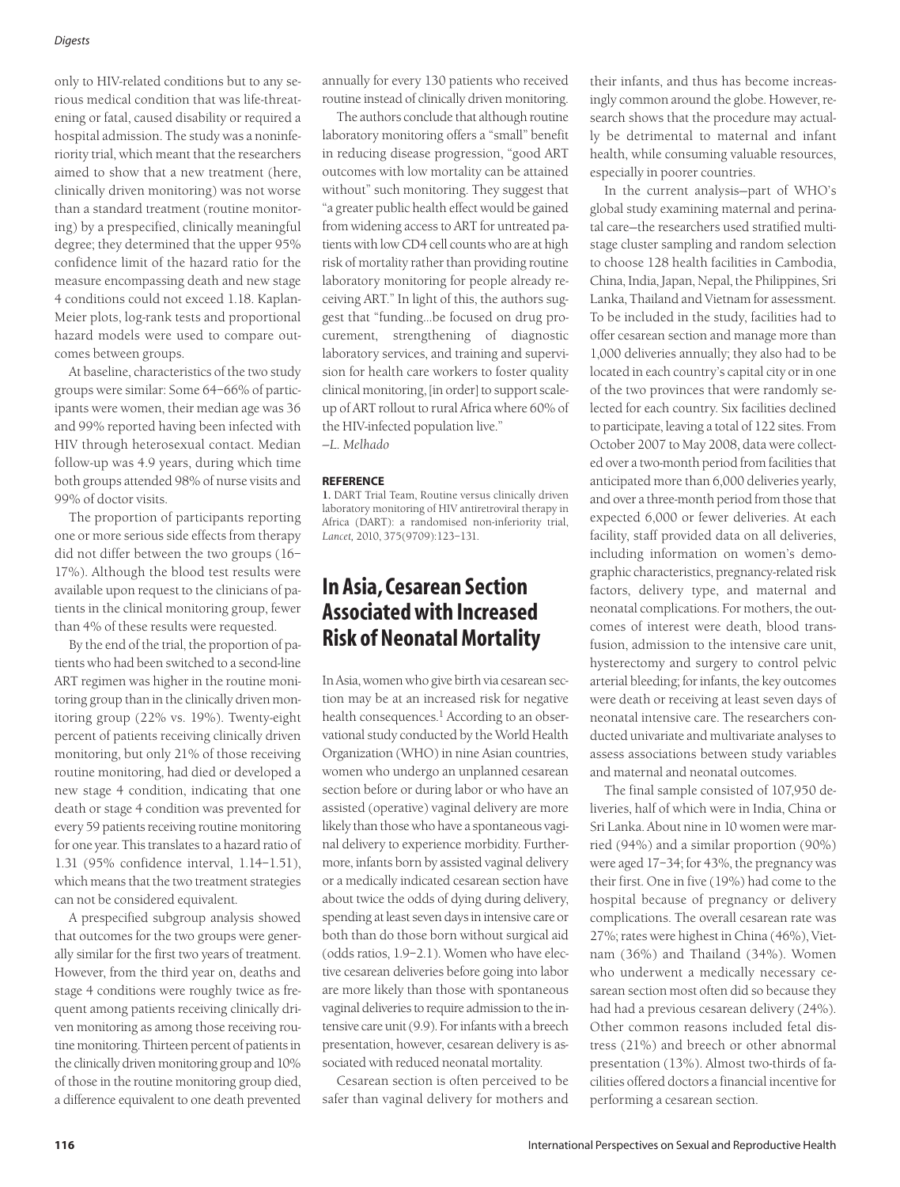only to HIV-related conditions but to any serious medical condition that was life-threatening or fatal, caused disability or required a hospital admission. The study was a noninferiority trial, which meant that the researchers aimed to show that a new treatment (here, clinically driven monitoring) was not worse than a standard treatment (routine monitoring) by a prespecified, clinically meaningful degree; they determined that the upper 95% confidence limit of the hazard ratio for the measure encompassing death and new stage 4 conditions could not exceed 1.18. Kaplan-Meier plots, log-rank tests and proportional hazard models were used to compare outcomes between groups.

At baseline, characteristics of the two study groups were similar: Some 64–66% of participants were women, their median age was 36 and 99% reported having been infected with HIV through heterosexual contact. Median follow-up was 4.9 years, during which time both groups attended 98% of nurse visits and 99% of doctor visits.

The proportion of participants reporting one or more serious side effects from therapy did not differ between the two groups (16–17%). Although the blood test results were available upon request to the clinicians of patients in the clinical monitoring group, fewer than 4% of these results were requested.

By the end of the trial, the proportion of patients who had been switched to a second-line ART regimen was higher in the routine monitoring group than in the clinically driven monitoring group (22% vs. 19%). Twenty-eight percent of patients receiving clinically driven monitoring, but only 21% of those receiving routine monitoring, had died or developed a new stage 4 condition, indicating that one death or stage 4 condition was prevented for every 59 patients receiving routine monitoring for one year. This translates to a hazard ratio of 1.31 (95% confidence interval, 1.14–1.51), which means that the two treatment strategies can not be considered equivalent.

A prespecified subgroup analysis showed that outcomes for the two groups were generally similar for the first two years of treatment. However, from the third year on, deaths and stage 4 conditions were roughly twice as frequent among patients receiving clinically driven monitoring as among those receiving routine monitoring. Thirteen percent of patients in the clinically driven monitoring group and 10% of those in the routine monitoring group died, a difference equivalent to one death prevented annually for every 130 patients who received routine instead of clinically driven monitoring.

The authors conclude that although routine laboratory monitoring offers a "small" benefit in reducing disease progression, "good ART outcomes with low mortality can be attained without" such monitoring. They suggest that "a greater public health effect would be gained from widening access to ART for untreated patients with low CD4 cell counts who are at high risk of mortality rather than providing routine laboratory monitoring for people already receiving ART." In light of this, the authors suggest that "funding...be focused on drug procurement, strengthening of diagnostic laboratory services, and training and supervision for health care workers to foster quality clinical monitoring, [in order] to support scale-up of ART rollout to rural Africa where 60% of the HIV-infected population live."

—*L. Melhado*

#### REFERENCE

1. DART Trial Team, Routine versus clinically driven laboratory monitoring of HIV antiretroviral therapy in Africa (DART): a randomised non-inferiority trial, *Lancet*, 2010, 375(9709):123–131.

## In Asia, Cesarean Section Associated with Increased Risk of Neonatal Mortality

In Asia, women who give birth via cesarean section may be at an increased risk for negative health consequences.[1] According to an observational study conducted by the World Health Organization (WHO) in nine Asian countries, women who undergo an unplanned cesarean section before or during labor or who have an assisted (operative) vaginal delivery are more likely than those who have a spontaneous vaginal delivery to experience morbidity. Furthermore, infants born by assisted vaginal delivery or a medically indicated cesarean section have about twice the odds of dying during delivery, spending at least seven days in intensive care or both than do those born without surgical aid (odds ratios, 1.9–2.1). Women who have elective cesarean deliveries before going into labor are more likely than those with spontaneous vaginal deliveries to require admission to the intensive care unit (9.9). For infants with a breech presentation, however, cesarean delivery is associated with reduced neonatal mortality.

Cesarean section is often perceived to be safer than vaginal delivery for mothers and their infants, and thus has become increasingly common around the globe. However, research shows that the procedure may actually be detrimental to maternal and infant health, while consuming valuable resources, especially in poorer countries.

In the current analysis—part of WHO's global study examining maternal and perinatal care—the researchers used stratified multistage cluster sampling and random selection to choose 128 health facilities in Cambodia, China, India, Japan, Nepal, the Philippines, Sri Lanka, Thailand and Vietnam for assessment. To be included in the study, facilities had to offer cesarean section and manage more than 1,000 deliveries annually; they also had to be located in each country's capital city or in one of the two provinces that were randomly selected for each country. Six facilities declined to participate, leaving a total of 122 sites. From October 2007 to May 2008, data were collected over a two-month period from facilities that anticipated more than 6,000 deliveries yearly, and over a three-month period from those that expected 6,000 or fewer deliveries. At each facility, staff provided data on all deliveries, including information on women's demographic characteristics, pregnancy-related risk factors, delivery type, and maternal and neonatal complications. For mothers, the outcomes of interest were death, blood transfusion, admission to the intensive care unit, hysterectomy and surgery to control pelvic arterial bleeding; for infants, the key outcomes were death or receiving at least seven days of neonatal intensive care. The researchers conducted univariate and multivariate analyses to assess associations between study variables and maternal and neonatal outcomes.

The final sample consisted of 107,950 deliveries, half of which were in India, China or Sri Lanka. About nine in 10 women were married (94%) and a similar proportion (90%) were aged 17–34; for 43%, the pregnancy was their first. One in five (19%) had come to the hospital because of pregnancy or delivery complications. The overall cesarean rate was 27%; rates were highest in China (46%), Vietnam (36%) and Thailand (34%). Women who underwent a medically necessary cesarean section most often did so because they had had a previous cesarean delivery (24%). Other common reasons included fetal distress (21%) and breech or other abnormal presentation (13%). Almost two-thirds of facilities offered doctors a financial incentive for performing a cesarean section.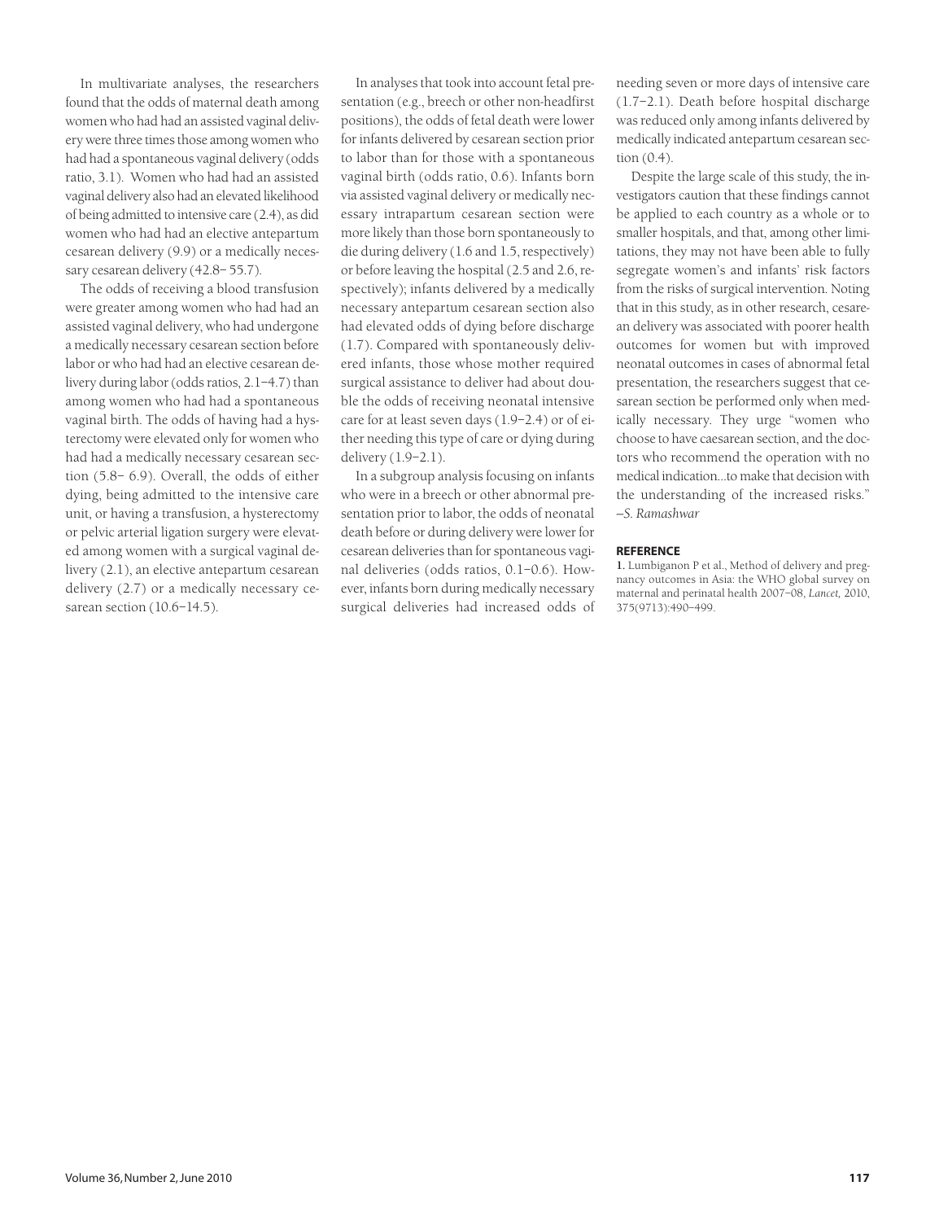In multivariate analyses, the researchers found that the odds of maternal death among women who had had an assisted vaginal delivery were three times those among women who had had a spontaneous vaginal delivery (odds ratio, 3.1). Women who had had an assisted vaginal delivery also had an elevated likelihood of being admitted to intensive care (2.4), as did women who had had an elective antepartum cesarean delivery (9.9) or a medically necessary cesarean delivery (42.8–55.7).

The odds of receiving a blood transfusion were greater among women who had had an assisted vaginal delivery, who had undergone a medically necessary cesarean section before labor or who had had an elective cesarean delivery during labor (odds ratios, 2.1–4.7) than among women who had had a spontaneous vaginal birth. The odds of having had a hysterectomy were elevated only for women who had had a medically necessary cesarean section (5.8–6.9). Overall, the odds of either dying, being admitted to the intensive care unit, or having a transfusion, a hysterectomy or pelvic arterial ligation surgery were elevated among women with a surgical vaginal delivery (2.1), an elective antepartum cesarean delivery (2.7) or a medically necessary cesarean section (10.6–14.5).

In analyses that took into account fetal presentation (e.g., breech or other non-headfirst positions), the odds of fetal death were lower for infants delivered by cesarean section prior to labor than for those with a spontaneous vaginal birth (odds ratio, 0.6). Infants born via assisted vaginal delivery or medically necessary intrapartum cesarean section were more likely than those born spontaneously to die during delivery (1.6 and 1.5, respectively) or before leaving the hospital (2.5 and 2.6, respectively); infants delivered by a medically necessary antepartum cesarean section also had elevated odds of dying before discharge (1.7). Compared with spontaneously delivered infants, those whose mother required surgical assistance to deliver had about double the odds of receiving neonatal intensive care for at least seven days (1.9–2.4) or of either needing this type of care or dying during delivery (1.9–2.1).

In a subgroup analysis focusing on infants who were in a breech or other abnormal presentation prior to labor, the odds of neonatal death before or during delivery were lower for cesarean deliveries than for spontaneous vaginal deliveries (odds ratios, 0.1–0.6). However, infants born during medically necessary surgical deliveries had increased odds of needing seven or more days of intensive care (1.7–2.1). Death before hospital discharge was reduced only among infants delivered by medically indicated antepartum cesarean section (0.4).

Despite the large scale of this study, the investigators caution that these findings cannot be applied to each country as a whole or to smaller hospitals, and that, among other limitations, they may not have been able to fully segregate women's and infants' risk factors from the risks of surgical intervention. Noting that in this study, as in other research, cesarean delivery was associated with poorer health outcomes for women but with improved neonatal outcomes in cases of abnormal fetal presentation, the researchers suggest that cesarean section be performed only when medically necessary. They urge "women who choose to have caesarean section, and the doctors who recommend the operation with no medical indication...to make that decision with the understanding of the increased risks." —*S. Ramashwar*

**REFERENCE**

1. Lumbiganon P et al., Method of delivery and pregnancy outcomes in Asia: the WHO global survey on maternal and perinatal health 2007–08, *Lancet,* 2010, 375(9713):490–499.